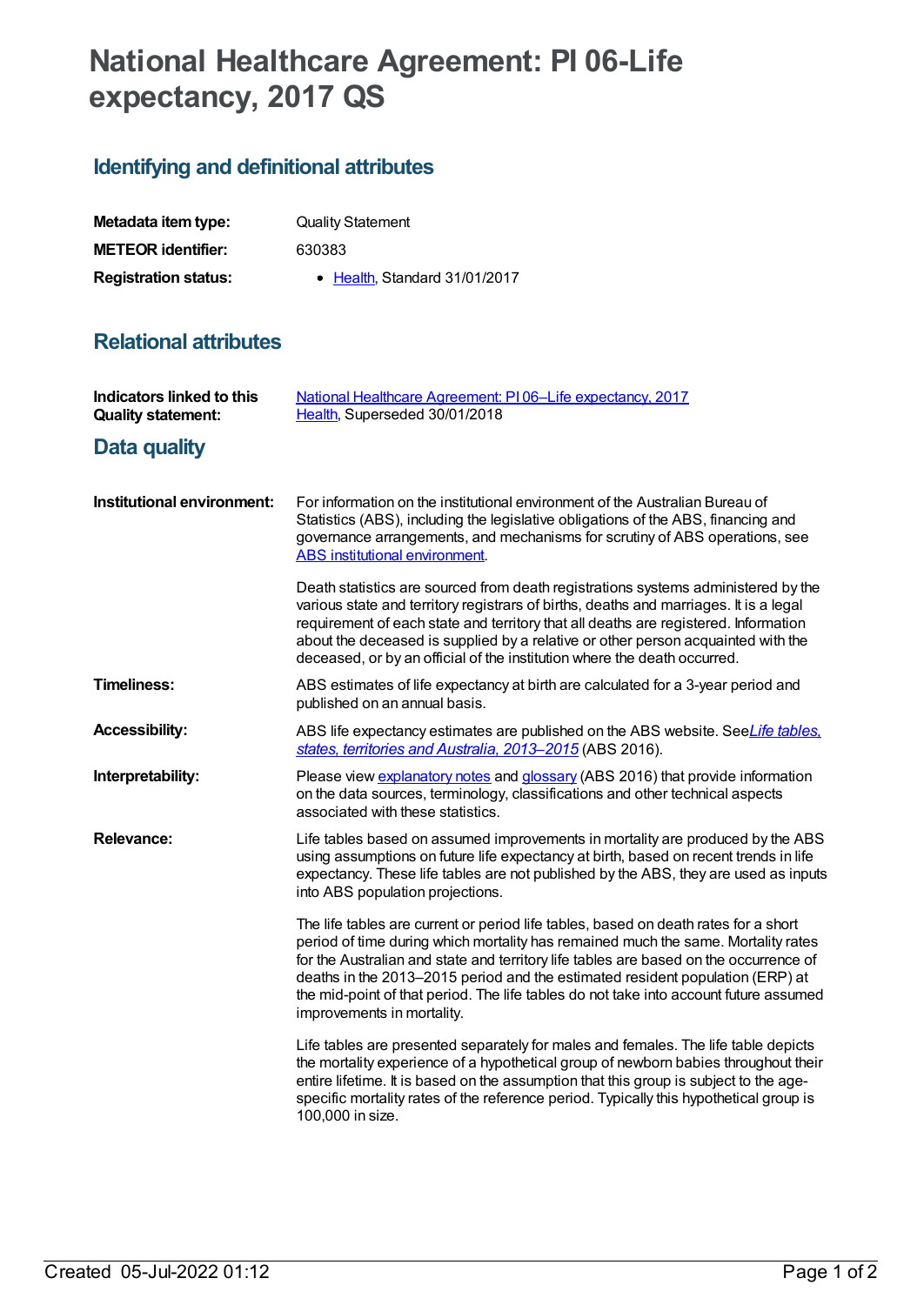# National Healthcare Agreement: PI 06-Life expectancy, 2017 QS

## Identifying and definitional attributes

| | |
|---|---|
| **Metadata item type:** | Quality Statement |
| **METEOR identifier:** | 630383 |
| **Registration status:** | • Health, Standard 31/01/2017 |

## Relational attributes

| | |
|---|---|
| **Indicators linked to this Quality statement:** | National Healthcare Agreement: PI 06–Life expectancy, 2017<br>Health, Superseded 30/01/2018 |

## Data quality

**Institutional environment:**

For information on the institutional environment of the Australian Bureau of Statistics (ABS), including the legislative obligations of the ABS, financing and governance arrangements, and mechanisms for scrutiny of ABS operations, see ABS institutional environment.

Death statistics are sourced from death registrations systems administered by the various state and territory registrars of births, deaths and marriages. It is a legal requirement of each state and territory that all deaths are registered. Information about the deceased is supplied by a relative or other person acquainted with the deceased, or by an official of the institution where the death occurred.

**Timeliness:**

ABS estimates of life expectancy at birth are calculated for a 3-year period and published on an annual basis.

**Accessibility:**

ABS life expectancy estimates are published on the ABS website. See *Life tables, states, territories and Australia, 2013–2015* (ABS 2016).

**Interpretability:**

Please view explanatory notes and glossary (ABS 2016) that provide information on the data sources, terminology, classifications and other technical aspects associated with these statistics.

**Relevance:**

Life tables based on assumed improvements in mortality are produced by the ABS using assumptions on future life expectancy at birth, based on recent trends in life expectancy. These life tables are not published by the ABS, they are used as inputs into ABS population projections.

The life tables are current or period life tables, based on death rates for a short period of time during which mortality has remained much the same. Mortality rates for the Australian and state and territory life tables are based on the occurrence of deaths in the 2013–2015 period and the estimated resident population (ERP) at the mid-point of that period. The life tables do not take into account future assumed improvements in mortality.

Life tables are presented separately for males and females. The life table depicts the mortality experience of a hypothetical group of newborn babies throughout their entire lifetime. It is based on the assumption that this group is subject to the age-specific mortality rates of the reference period. Typically this hypothetical group is 100,000 in size.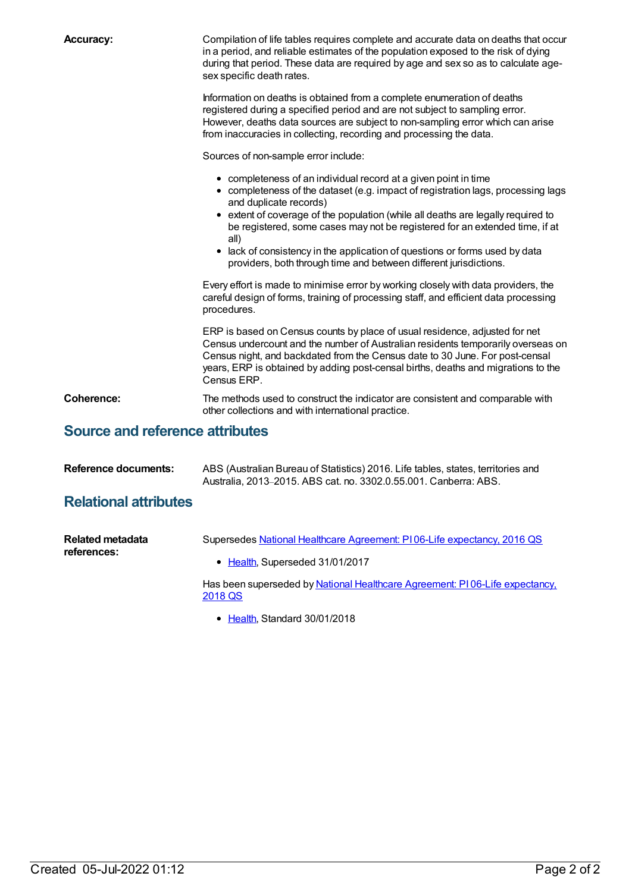**Accuracy:** Compilation of life tables requires complete and accurate data on deaths that occur in a period, and reliable estimates of the population exposed to the risk of dying during that period. These data are required by age and sex so as to calculate age-sex specific death rates.

Information on deaths is obtained from a complete enumeration of deaths registered during a specified period and are not subject to sampling error. However, deaths data sources are subject to non-sampling error which can arise from inaccuracies in collecting, recording and processing the data.

Sources of non-sample error include:

- completeness of an individual record at a given point in time
- completeness of the dataset (e.g. impact of registration lags, processing lags and duplicate records)
- extent of coverage of the population (while all deaths are legally required to be registered, some cases may not be registered for an extended time, if at all)
- lack of consistency in the application of questions or forms used by data providers, both through time and between different jurisdictions.

Every effort is made to minimise error by working closely with data providers, the careful design of forms, training of processing staff, and efficient data processing procedures.

ERP is based on Census counts by place of usual residence, adjusted for net Census undercount and the number of Australian residents temporarily overseas on Census night, and backdated from the Census date to 30 June. For post-censal years, ERP is obtained by adding post-censal births, deaths and migrations to the Census ERP.

**Coherence:** The methods used to construct the indicator are consistent and comparable with other collections and with international practice.

## Source and reference attributes

**Reference documents:** ABS (Australian Bureau of Statistics) 2016. Life tables, states, territories and Australia, 2013–2015. ABS cat. no. 3302.0.55.001. Canberra: ABS.

## Relational attributes

**Related metadata references:**

Supersedes National Healthcare Agreement: PI 06-Life expectancy, 2016 QS

- Health, Superseded 31/01/2017

Has been superseded by National Healthcare Agreement: PI 06-Life expectancy, 2018 QS

- Health, Standard 30/01/2018